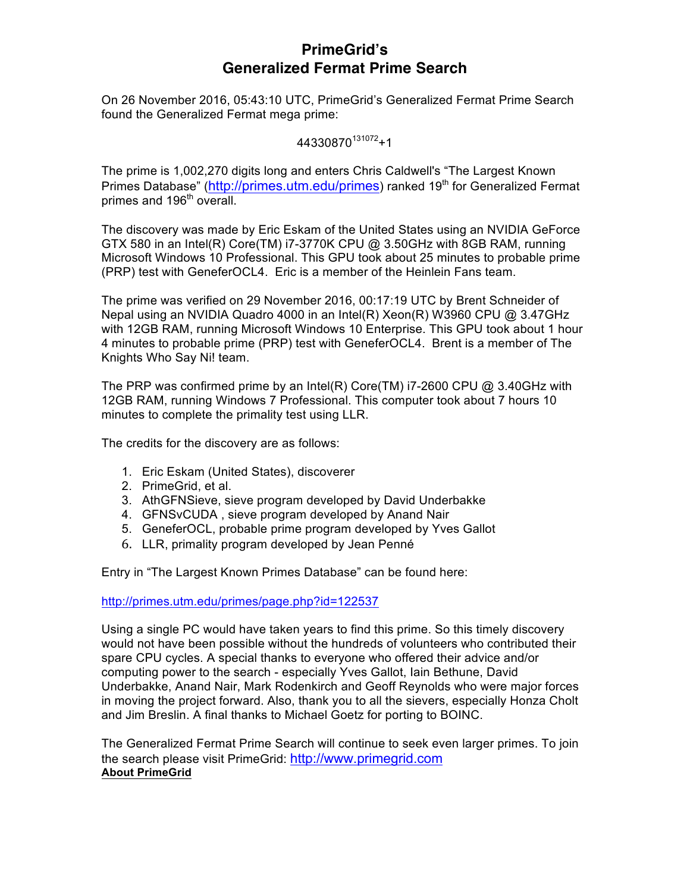# PrimeGrid's
# Generalized Fermat Prime Search

On 26 November 2016, 05:43:10 UTC, PrimeGrid's Generalized Fermat Prime Search found the Generalized Fermat mega prime:

$$44330870^{131072}+1$$

The prime is 1,002,270 digits long and enters Chris Caldwell's "The Largest Known Primes Database" (http://primes.utm.edu/primes) ranked 19th for Generalized Fermat primes and 196th overall.

The discovery was made by Eric Eskam of the United States using an NVIDIA GeForce GTX 580 in an Intel(R) Core(TM) i7-3770K CPU @ 3.50GHz with 8GB RAM, running Microsoft Windows 10 Professional. This GPU took about 25 minutes to probable prime (PRP) test with GeneferOCL4. Eric is a member of the Heinlein Fans team.

The prime was verified on 29 November 2016, 00:17:19 UTC by Brent Schneider of Nepal using an NVIDIA Quadro 4000 in an Intel(R) Xeon(R) W3960 CPU @ 3.47GHz with 12GB RAM, running Microsoft Windows 10 Enterprise. This GPU took about 1 hour 4 minutes to probable prime (PRP) test with GeneferOCL4. Brent is a member of The Knights Who Say Ni! team.

The PRP was confirmed prime by an Intel(R) Core(TM) i7-2600 CPU @ 3.40GHz with 12GB RAM, running Windows 7 Professional. This computer took about 7 hours 10 minutes to complete the primality test using LLR.

The credits for the discovery are as follows:

1. Eric Eskam (United States), discoverer
2. PrimeGrid, et al.
3. AthGFNSieve, sieve program developed by David Underbakke
4. GFNSvCUDA , sieve program developed by Anand Nair
5. GeneferOCL, probable prime program developed by Yves Gallot
6. LLR, primality program developed by Jean Penné

Entry in "The Largest Known Primes Database" can be found here:

http://primes.utm.edu/primes/page.php?id=122537

Using a single PC would have taken years to find this prime. So this timely discovery would not have been possible without the hundreds of volunteers who contributed their spare CPU cycles. A special thanks to everyone who offered their advice and/or computing power to the search - especially Yves Gallot, Iain Bethune, David Underbakke, Anand Nair, Mark Rodenkirch and Geoff Reynolds who were major forces in moving the project forward. Also, thank you to all the sievers, especially Honza Cholt and Jim Breslin. A final thanks to Michael Goetz for porting to BOINC.

The Generalized Fermat Prime Search will continue to seek even larger primes. To join the search please visit PrimeGrid: http://www.primegrid.com

**About PrimeGrid**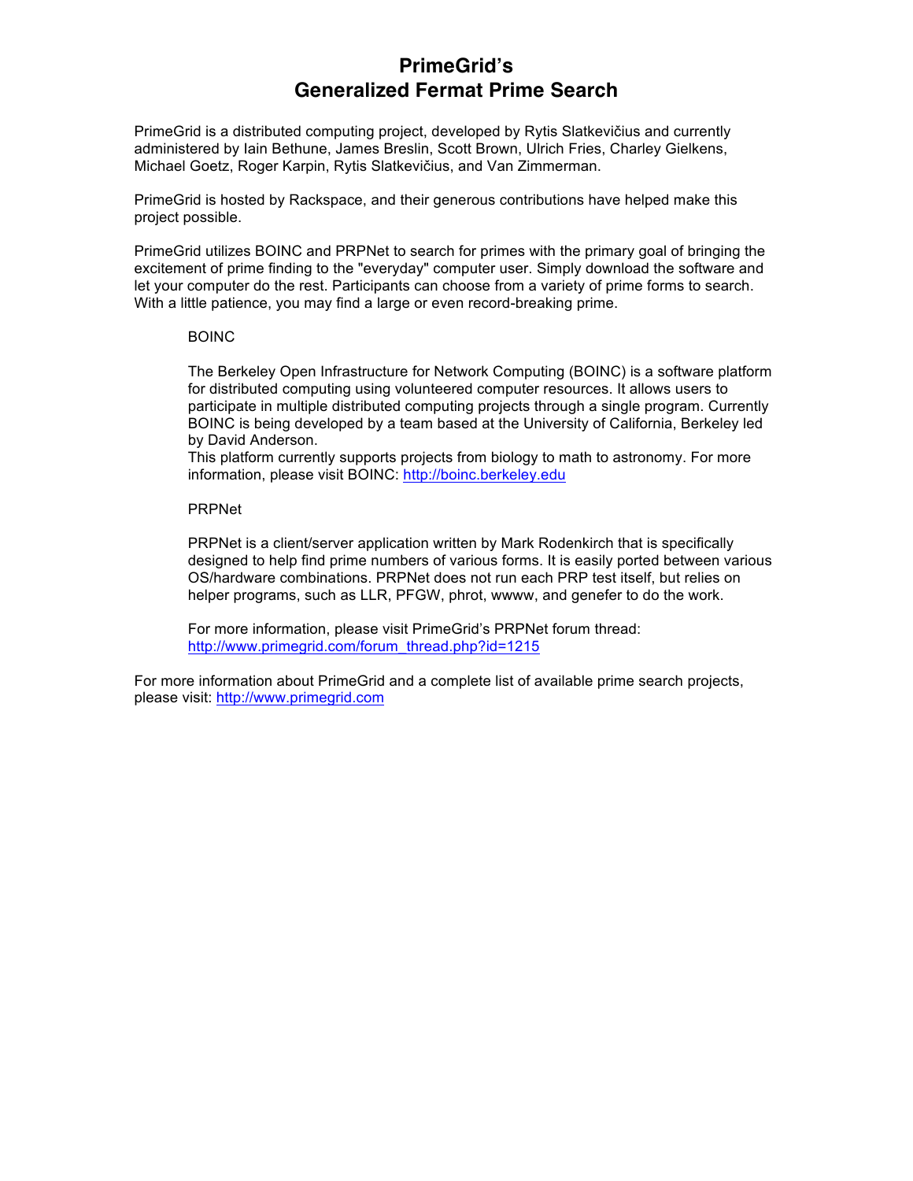# PrimeGrid's
# Generalized Fermat Prime Search

PrimeGrid is a distributed computing project, developed by Rytis Slatkevičius and currently administered by Iain Bethune, James Breslin, Scott Brown, Ulrich Fries, Charley Gielkens, Michael Goetz, Roger Karpin, Rytis Slatkevičius, and Van Zimmerman.

PrimeGrid is hosted by Rackspace, and their generous contributions have helped make this project possible.

PrimeGrid utilizes BOINC and PRPNet to search for primes with the primary goal of bringing the excitement of prime finding to the "everyday" computer user. Simply download the software and let your computer do the rest. Participants can choose from a variety of prime forms to search. With a little patience, you may find a large or even record-breaking prime.

BOINC

The Berkeley Open Infrastructure for Network Computing (BOINC) is a software platform for distributed computing using volunteered computer resources. It allows users to participate in multiple distributed computing projects through a single program. Currently BOINC is being developed by a team based at the University of California, Berkeley led by David Anderson.
This platform currently supports projects from biology to math to astronomy. For more information, please visit BOINC: http://boinc.berkeley.edu

PRPNet

PRPNet is a client/server application written by Mark Rodenkirch that is specifically designed to help find prime numbers of various forms. It is easily ported between various OS/hardware combinations. PRPNet does not run each PRP test itself, but relies on helper programs, such as LLR, PFGW, phrot, wwww, and genefer to do the work.

For more information, please visit PrimeGrid's PRPNet forum thread: http://www.primegrid.com/forum_thread.php?id=1215

For more information about PrimeGrid and a complete list of available prime search projects, please visit: http://www.primegrid.com